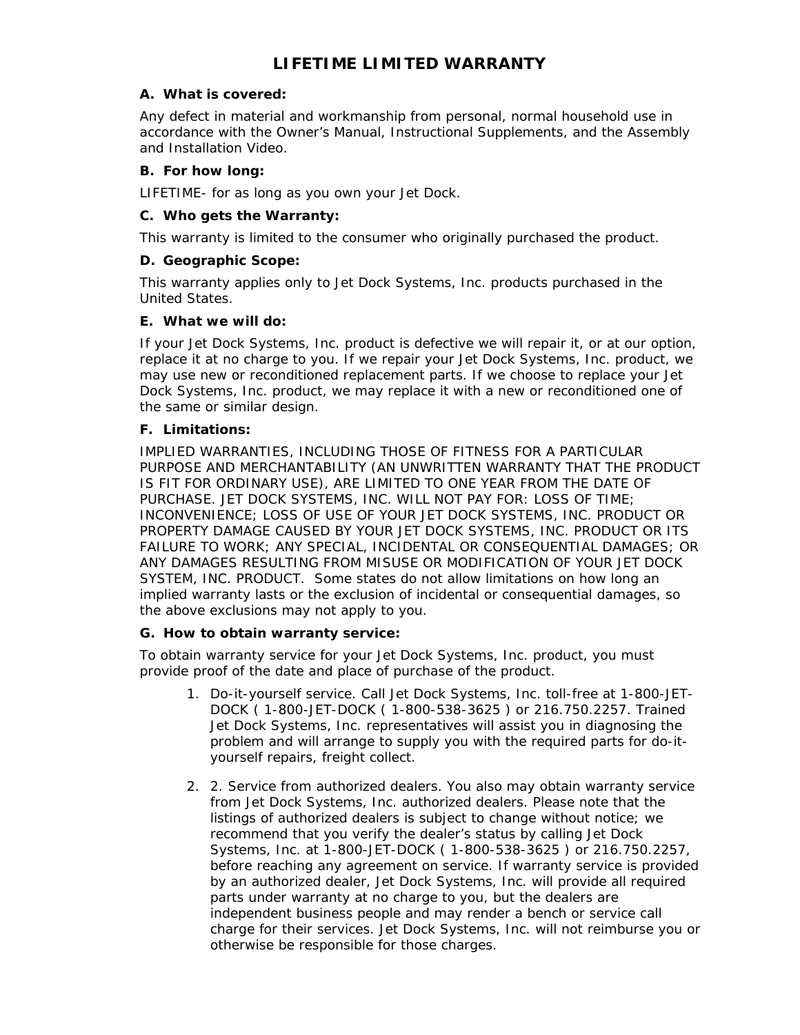# LIFETIME LIMITED WARRANTY

**A. What is covered:**

Any defect in material and workmanship from personal, normal household use in accordance with the Owner's Manual, Instructional Supplements, and the Assembly and Installation Video.

**B. For how long:**

LIFETIME- for as long as you own your Jet Dock.

**C. Who gets the Warranty:**

This warranty is limited to the consumer who originally purchased the product.

**D. Geographic Scope:**

This warranty applies only to Jet Dock Systems, Inc. products purchased in the United States.

**E. What we will do:**

If your Jet Dock Systems, Inc. product is defective we will repair it, or at our option, replace it at no charge to you. If we repair your Jet Dock Systems, Inc. product, we may use new or reconditioned replacement parts. If we choose to replace your Jet Dock Systems, Inc. product, we may replace it with a new or reconditioned one of the same or similar design.

**F. Limitations:**

IMPLIED WARRANTIES, INCLUDING THOSE OF FITNESS FOR A PARTICULAR PURPOSE AND MERCHANTABILITY (AN UNWRITTEN WARRANTY THAT THE PRODUCT IS FIT FOR ORDINARY USE), ARE LIMITED TO ONE YEAR FROM THE DATE OF PURCHASE. JET DOCK SYSTEMS, INC. WILL NOT PAY FOR: LOSS OF TIME; INCONVENIENCE; LOSS OF USE OF YOUR JET DOCK SYSTEMS, INC. PRODUCT OR PROPERTY DAMAGE CAUSED BY YOUR JET DOCK SYSTEMS, INC. PRODUCT OR ITS FAILURE TO WORK; ANY SPECIAL, INCIDENTAL OR CONSEQUENTIAL DAMAGES; OR ANY DAMAGES RESULTING FROM MISUSE OR MODIFICATION OF YOUR JET DOCK SYSTEM, INC. PRODUCT. Some states do not allow limitations on how long an implied warranty lasts or the exclusion of incidental or consequential damages, so the above exclusions may not apply to you.

**G. How to obtain warranty service:**

To obtain warranty service for your Jet Dock Systems, Inc. product, you must provide proof of the date and place of purchase of the product.

1. Do-it-yourself service. Call Jet Dock Systems, Inc. toll-free at 1-800-JET-DOCK ( 1-800-JET-DOCK ( 1-800-538-3625 ) or 216.750.2257. Trained Jet Dock Systems, Inc. representatives will assist you in diagnosing the problem and will arrange to supply you with the required parts for do-it-yourself repairs, freight collect.

2. 2. Service from authorized dealers. You also may obtain warranty service from Jet Dock Systems, Inc. authorized dealers. Please note that the listings of authorized dealers is subject to change without notice; we recommend that you verify the dealer's status by calling Jet Dock Systems, Inc. at 1-800-JET-DOCK ( 1-800-538-3625 ) or 216.750.2257, before reaching any agreement on service. If warranty service is provided by an authorized dealer, Jet Dock Systems, Inc. will provide all required parts under warranty at no charge to you, but the dealers are independent business people and may render a bench or service call charge for their services. Jet Dock Systems, Inc. will not reimburse you or otherwise be responsible for those charges.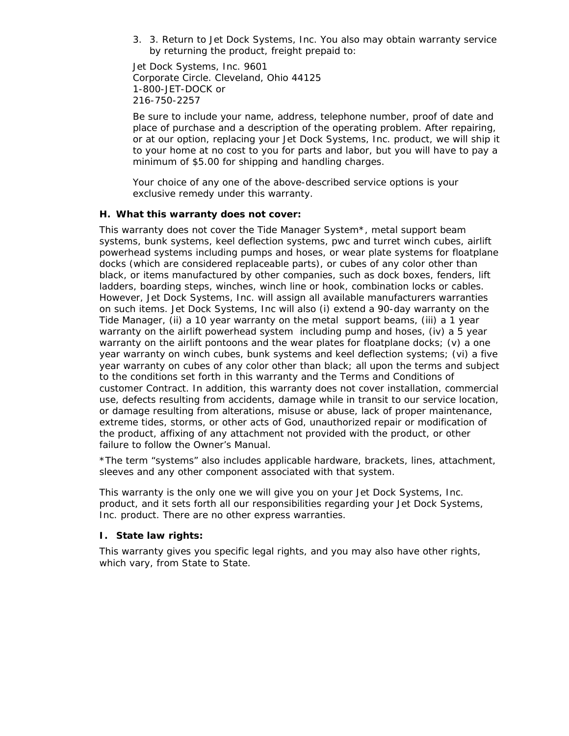3. 3. Return to Jet Dock Systems, Inc. You also may obtain warranty service by returning the product, freight prepaid to:

   Jet Dock Systems, Inc. 9601
   Corporate Circle. Cleveland, Ohio 44125
   1-800-JET-DOCK or
   216-750-2257

   Be sure to include your name, address, telephone number, proof of date and place of purchase and a description of the operating problem. After repairing, or at our option, replacing your Jet Dock Systems, Inc. product, we will ship it to your home at no cost to you for parts and labor, but you will have to pay a minimum of $5.00 for shipping and handling charges.

   Your choice of any one of the above-described service options is your exclusive remedy under this warranty.

**H. What this warranty does not cover:**

This warranty does not cover the Tide Manager System*, metal support beam systems, bunk systems, keel deflection systems, pwc and turret winch cubes, airlift powerhead systems including pumps and hoses, or wear plate systems for floatplane docks (which are considered replaceable parts), or cubes of any color other than black, or items manufactured by other companies, such as dock boxes, fenders, lift ladders, boarding steps, winches, winch line or hook, combination locks or cables. However, Jet Dock Systems, Inc. will assign all available manufacturers warranties on such items. Jet Dock Systems, Inc will also (i) extend a 90-day warranty on the Tide Manager, (ii) a 10 year warranty on the metal support beams, (iii) a 1 year warranty on the airlift powerhead system including pump and hoses, (iv) a 5 year warranty on the airlift pontoons and the wear plates for floatplane docks; (v) a one year warranty on winch cubes, bunk systems and keel deflection systems; (vi) a five year warranty on cubes of any color other than black; all upon the terms and subject to the conditions set forth in this warranty and the Terms and Conditions of customer Contract. In addition, this warranty does not cover installation, commercial use, defects resulting from accidents, damage while in transit to our service location, or damage resulting from alterations, misuse or abuse, lack of proper maintenance, extreme tides, storms, or other acts of God, unauthorized repair or modification of the product, affixing of any attachment not provided with the product, or other failure to follow the Owner's Manual.

*The term "systems" also includes applicable hardware, brackets, lines, attachment, sleeves and any other component associated with that system.

This warranty is the only one we will give you on your Jet Dock Systems, Inc. product, and it sets forth all our responsibilities regarding your Jet Dock Systems, Inc. product. There are no other express warranties.

**I. State law rights:**

This warranty gives you specific legal rights, and you may also have other rights, which vary, from State to State.